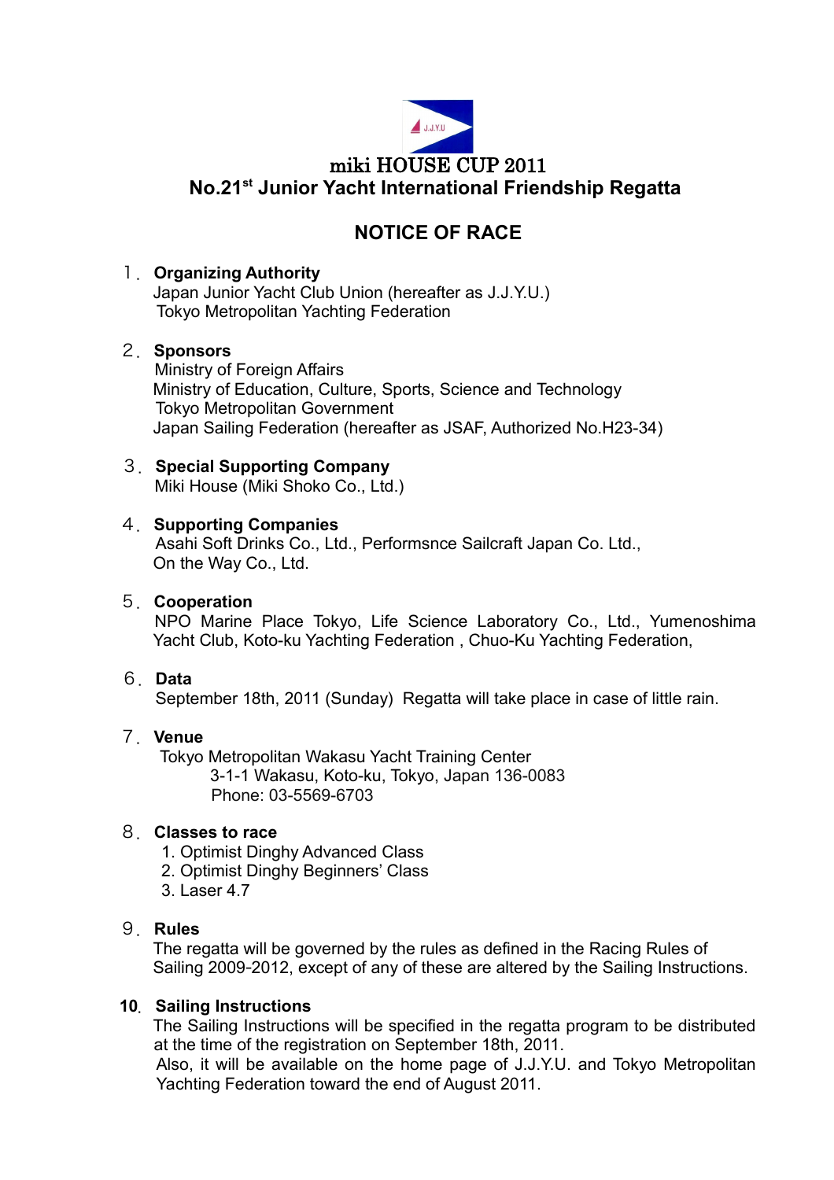# miki HOUSE CUP 2011

## No.21st Junior Yacht International Friendship Regatta

## NOTICE OF RACE

１．**Organizing Authority**
Japan Junior Yacht Club Union (hereafter as J.J.Y.U.)
Tokyo Metropolitan Yachting Federation

２．**Sponsors**
Ministry of Foreign Affairs
Ministry of Education, Culture, Sports, Science and Technology
Tokyo Metropolitan Government
Japan Sailing Federation (hereafter as JSAF, Authorized No.H23-34)

３．**Special Supporting Company**
Miki House (Miki Shoko Co., Ltd.)

４．**Supporting Companies**
Asahi Soft Drinks Co., Ltd., Performsnce Sailcraft Japan Co. Ltd.,
On the Way Co., Ltd.

５．**Cooperation**
NPO Marine Place Tokyo, Life Science Laboratory Co., Ltd., Yumenoshima Yacht Club, Koto-ku Yachting Federation , Chuo-Ku Yachting Federation,

６．**Data**
September 18th, 2011 (Sunday) Regatta will take place in case of little rain.

７．**Venue**
Tokyo Metropolitan Wakasu Yacht Training Center
3-1-1 Wakasu, Koto-ku, Tokyo, Japan 136-0083
Phone: 03-5569-6703

８．**Classes to race**
1. Optimist Dinghy Advanced Class
2. Optimist Dinghy Beginners' Class
3. Laser 4.7

９．**Rules**
The regatta will be governed by the rules as defined in the Racing Rules of Sailing 2009-2012, except of any of these are altered by the Sailing Instructions.

**10．Sailing Instructions**
The Sailing Instructions will be specified in the regatta program to be distributed at the time of the registration on September 18th, 2011.
Also, it will be available on the home page of J.J.Y.U. and Tokyo Metropolitan Yachting Federation toward the end of August 2011.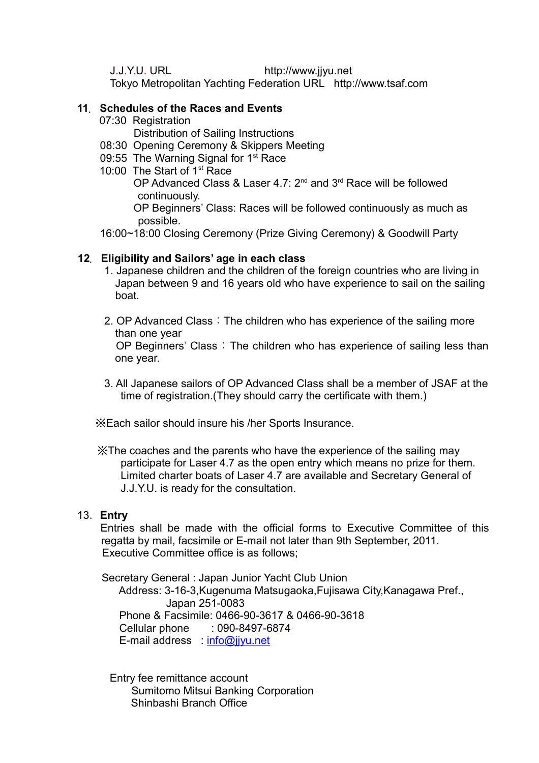J.J.Y.U. URL http://www.jjyu.net
Tokyo Metropolitan Yachting Federation URL http://www.tsaf.com

## 11. Schedules of the Races and Events

07:30 Registration
Distribution of Sailing Instructions
08:30 Opening Ceremony & Skippers Meeting
09:55 The Warning Signal for 1st Race
10:00 The Start of 1st Race
OP Advanced Class & Laser 4.7: 2nd and 3rd Race will be followed continuously.
OP Beginners' Class: Races will be followed continuously as much as possible.
16:00~18:00 Closing Ceremony (Prize Giving Ceremony) & Goodwill Party

## 12. Eligibility and Sailors' age in each class

1. Japanese children and the children of the foreign countries who are living in Japan between 9 and 16 years old who have experience to sail on the sailing boat.

2. OP Advanced Class：The children who has experience of the sailing more than one year
OP Beginners' Class：The children who has experience of sailing less than one year.

3. All Japanese sailors of OP Advanced Class shall be a member of JSAF at the time of registration.(They should carry the certificate with them.)

※Each sailor should insure his /her Sports Insurance.

※The coaches and the parents who have the experience of the sailing may participate for Laser 4.7 as the open entry which means no prize for them. Limited charter boats of Laser 4.7 are available and Secretary General of J.J.Y.U. is ready for the consultation.

## 13. Entry

Entries shall be made with the official forms to Executive Committee of this regatta by mail, facsimile or E-mail not later than 9th September, 2011.
Executive Committee office is as follows;

Secretary General : Japan Junior Yacht Club Union
Address: 3-16-3,Kugenuma Matsugaoka,Fujisawa City,Kanagawa Pref., Japan 251-0083
Phone & Facsimile: 0466-90-3617 & 0466-90-3618
Cellular phone : 090-8497-6874
E-mail address : info@jjyu.net

Entry fee remittance account
Sumitomo Mitsui Banking Corporation
Shinbashi Branch Office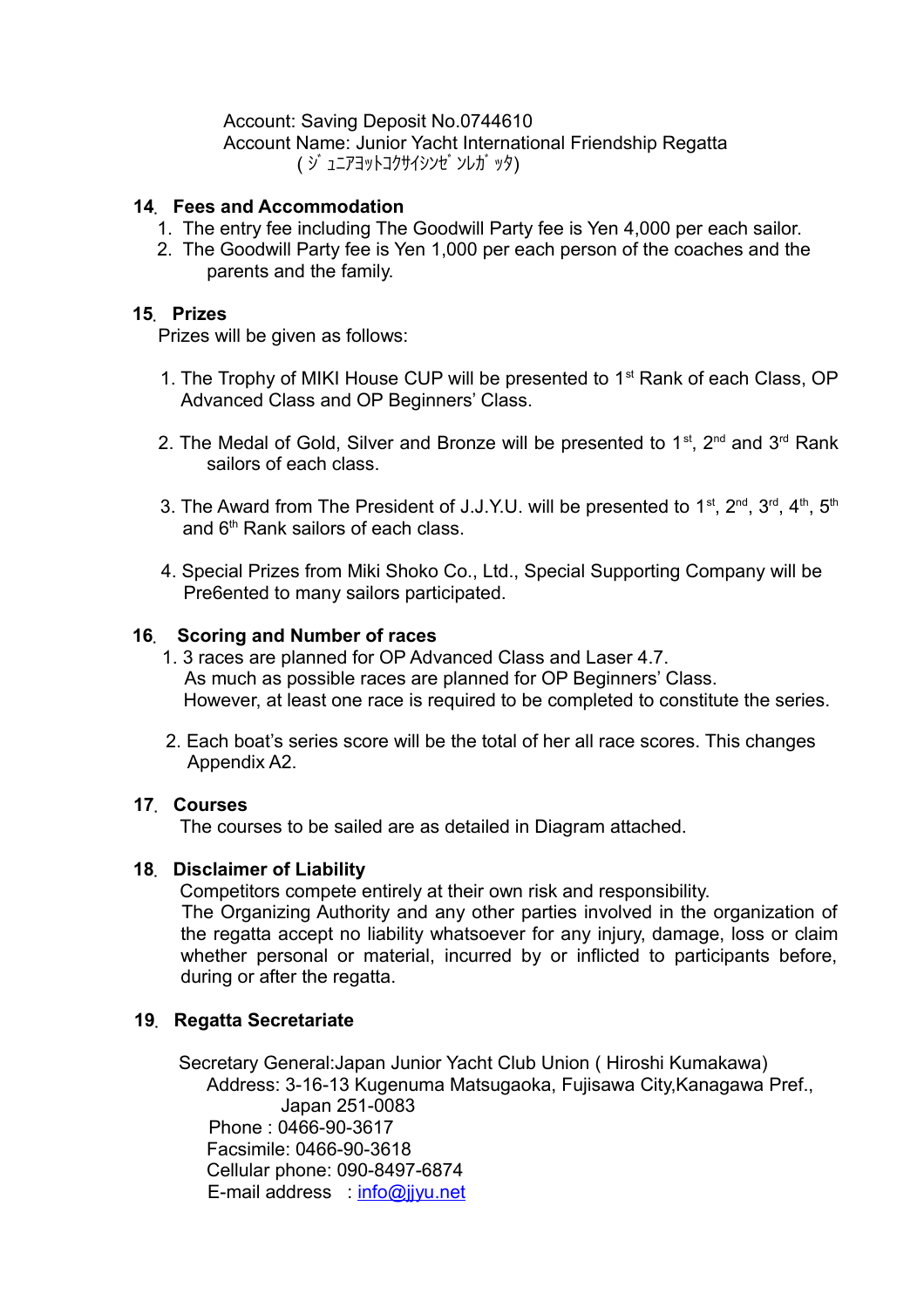Account: Saving Deposit No.0744610
Account Name: Junior Yacht International Friendship Regatta
(ｼﾞｭﾆｱﾖｯﾄｺｸｻｲｼﾝｾﾞﾝﾚｶﾞｯﾀ)

## 14. Fees and Accommodation

1. The entry fee including The Goodwill Party fee is Yen 4,000 per each sailor.
2. The Goodwill Party fee is Yen 1,000 per each person of the coaches and the parents and the family.

## 15. Prizes

Prizes will be given as follows:

1. The Trophy of MIKI House CUP will be presented to 1st Rank of each Class, OP Advanced Class and OP Beginners' Class.

2. The Medal of Gold, Silver and Bronze will be presented to 1st, 2nd and 3rd Rank sailors of each class.

3. The Award from The President of J.J.Y.U. will be presented to 1st, 2nd, 3rd, 4th, 5th and 6th Rank sailors of each class.

4. Special Prizes from Miki Shoko Co., Ltd., Special Supporting Company will be Pre6ented to many sailors participated.

## 16. Scoring and Number of races

1. 3 races are planned for OP Advanced Class and Laser 4.7.
   As much as possible races are planned for OP Beginners' Class.
   However, at least one race is required to be completed to constitute the series.

2. Each boat's series score will be the total of her all race scores. This changes Appendix A2.

## 17. Courses

The courses to be sailed are as detailed in Diagram attached.

## 18. Disclaimer of Liability

Competitors compete entirely at their own risk and responsibility.
The Organizing Authority and any other parties involved in the organization of the regatta accept no liability whatsoever for any injury, damage, loss or claim whether personal or material, incurred by or inflicted to participants before, during or after the regatta.

## 19. Regatta Secretariate

Secretary General:Japan Junior Yacht Club Union ( Hiroshi Kumakawa)
Address: 3-16-13 Kugenuma Matsugaoka, Fujisawa City,Kanagawa Pref., Japan 251-0083
Phone : 0466-90-3617
Facsimile: 0466-90-3618
Cellular phone: 090-8497-6874
E-mail address : info@jjyu.net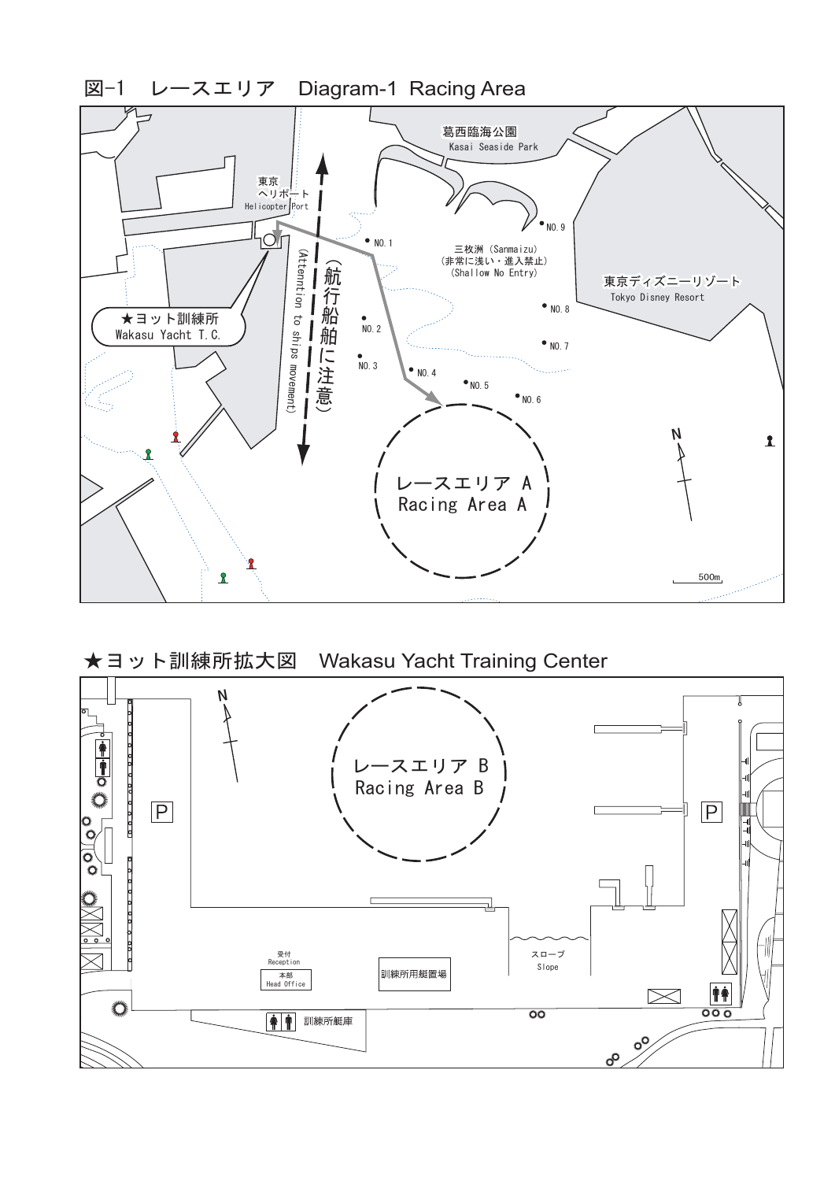## 図-1　レースエリア　Diagram-1 Racing Area

葛西臨海公園
Kasai Seaside Park

東京
ヘリポート
Helicopter Port

★ヨット訓練所
Wakasu Yacht T.C.

（航行船舶に注意）
(Attention to ships movement)

NO.1
NO.2
NO.3
NO.4
NO.5
NO.6
NO.7
NO.8
NO.9

三枚洲（Sanmaizu）
（非常に浅い・進入禁止）
(Shallow No Entry)

東京ディズニーリゾート
Tokyo Disney Resort

レースエリア A
Racing Area A

N

500m

## ★ヨット訓練所拡大図　Wakasu Yacht Training Center

N

レースエリア B
Racing Area B

P

P

受付
Reception

本部
Head Office

訓練所用艇置場

スロープ
Slope

訓練所艇庫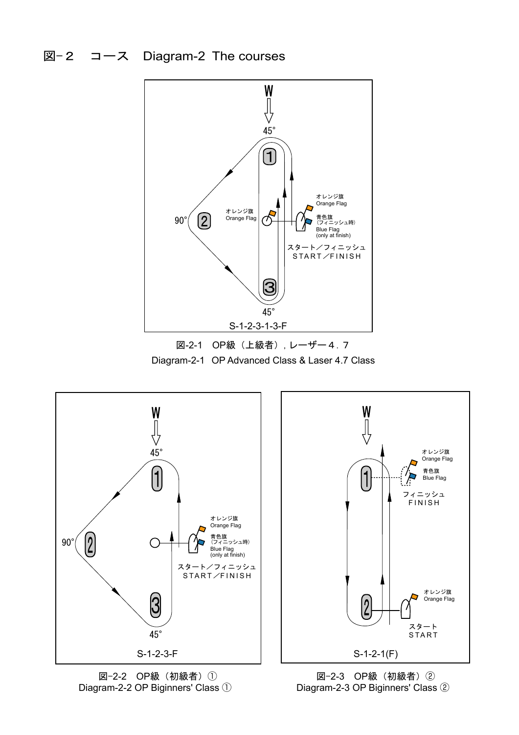# 図－２　コース　Diagram-2  The courses

W

45°

1

オレンジ旗
Orange Flag

90°

2

オレンジ旗
Orange Flag

青色旗
（フィニッシュ時）
Blue Flag
(only at finish)

スタート／フィニッシュ
START／FINISH

3

45°

S-1-2-3-1-3-F

図-2-1　OP級（上級者），レーザー４．７
Diagram-2-1   OP Advanced Class & Laser 4.7 Class

W

45°

1

オレンジ旗
Orange Flag

90°

2

青色旗
（フィニッシュ時）
Blue Flag
(only at finish)

スタート／フィニッシュ
START／FINISH

3

45°

S-1-2-3-F

図-2-2　OP級（初級者）①
Diagram-2-2 OP Biginners' Class ①

W

オレンジ旗
Orange Flag

1

青色旗
Blue Flag

フィニッシュ
FINISH

オレンジ旗
Orange Flag

2

スタート
START

S-1-2-1(F)

図-2-3　OP級（初級者）②
Diagram-2-3 OP Biginners' Class ②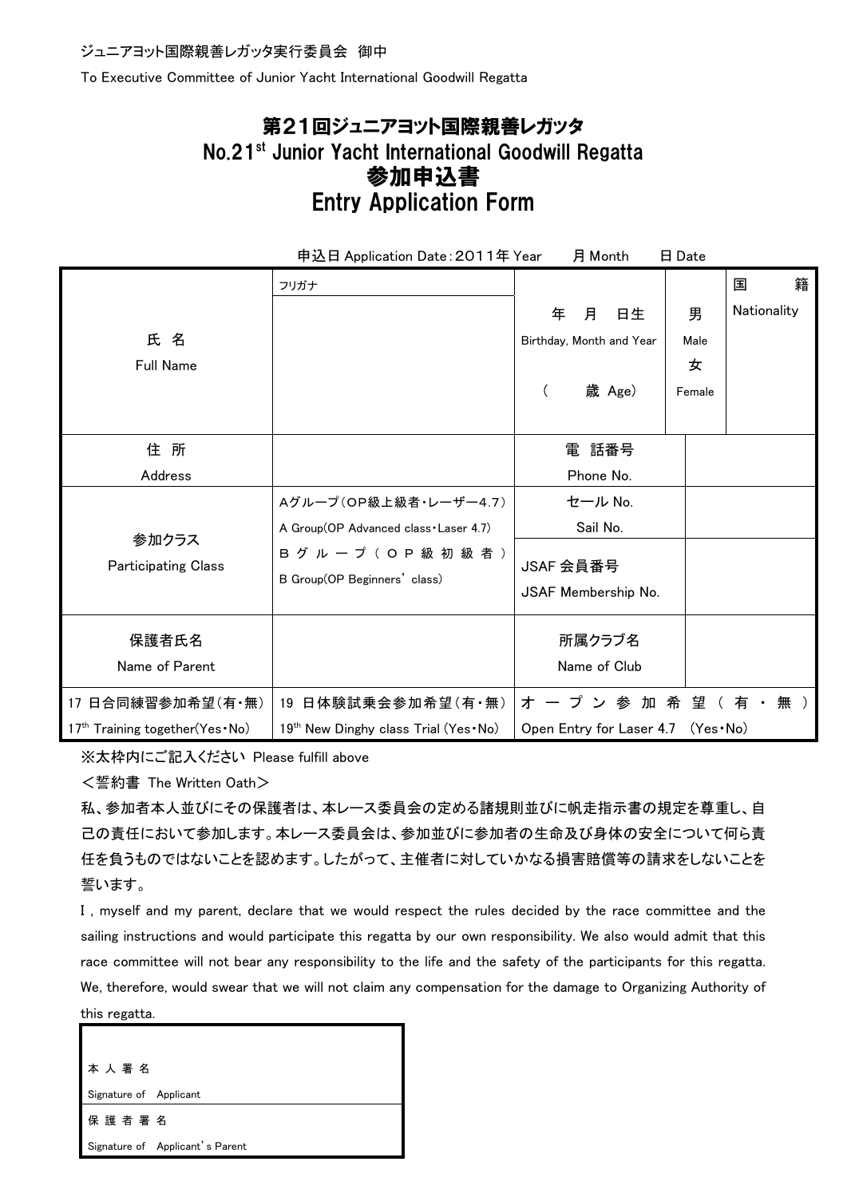ジュニアヨット国際親善レガッタ実行委員会　御中

To Executive Committee of Junior Yacht International Goodwill Regatta

# 第21回ジュニアヨット国際親善レガッタ
# No.21st Junior Yacht International Goodwill Regatta
# 参加申込書
# Entry Application Form

申込日 Application Date：２０１１年 Year　　月 Month　　日 Date

| | | | | |
|---|---|---|---|---|
| 氏 名<br>Full Name | フリガナ | 年　月　日生<br>Birthday, Month and Year<br><br>（　　歳 Age） | 男<br>Male<br>女<br>Female | 国　籍<br>Nationality |
| 住 所<br>Address | | 電 話番号<br>Phone No. | | |
| 参加クラス<br>Participating Class | Aグループ（OP級上級者・レーザー4.7）<br>A Group(OP Advanced class・Laser 4.7)<br>Bグループ（OP級初級者）<br>B Group(OP Beginners' class) | セール No.<br>Sail No. | | |
| | | JSAF 会員番号<br>JSAF Membership No. | | |
| 保護者氏名<br>Name of Parent | | 所属クラブ名<br>Name of Club | | |
| 17 日合同練習参加希望(有・無)<br>17th Training together(Yes・No) | 19 日体験試乗会参加希望(有・無)<br>19th New Dinghy class Trial (Yes・No) | オープン参加希望（有・無）<br>Open Entry for Laser 4.7 (Yes・No) | | |

※太枠内にご記入ください Please fulfill above

＜誓約書 The Written Oath＞

私、参加者本人並びにその保護者は、本レース委員会の定める諸規則並びに帆走指示書の規定を尊重し、自己の責任において参加します。本レース委員会は、参加並びに参加者の生命及び身体の安全について何ら責任を負うものではないことを認めます。したがって、主催者に対していかなる損害賠償等の請求をしないことを誓います。

I , myself and my parent, declare that we would respect the rules decided by the race committee and the sailing instructions and would participate this regatta by our own responsibility. We also would admit that this race committee will not bear any responsibility to the life and the safety of the participants for this regatta. We, therefore, would swear that we will not claim any compensation for the damage to Organizing Authority of this regatta.

| |
|---|
| 本人署名<br>Signature of Applicant |
| 保護者署名<br>Signature of Applicant's Parent |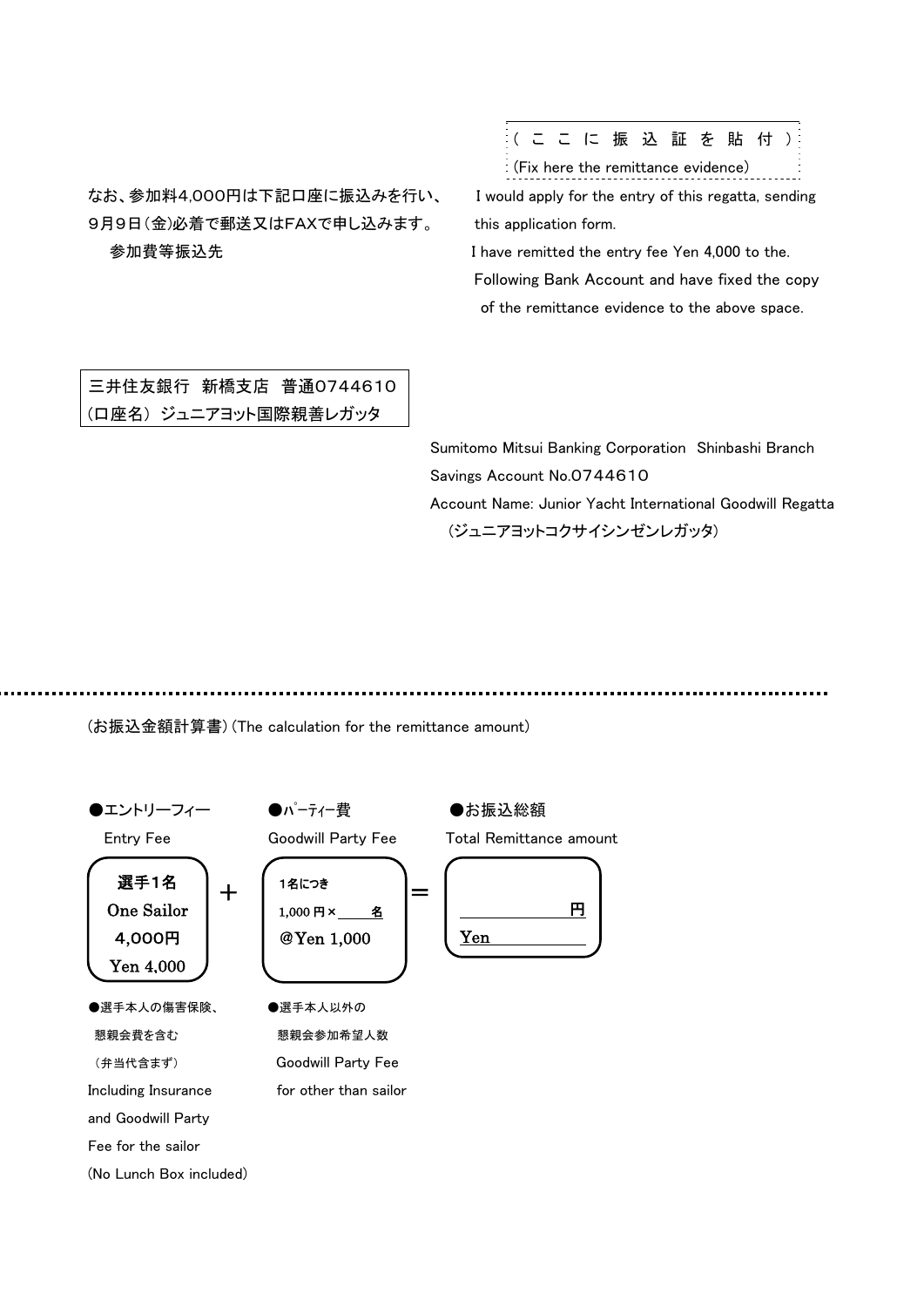（ ここに振込証を貼付 ）
(Fix here the remittance evidence)

なお、参加料4,000円は下記口座に振込みを行い、9月9日（金）必着で郵送又はFAXで申し込みます。

参加費等振込先

三井住友銀行　新橋支店　普通0744610
（口座名）ジュニアヨット国際親善レガッタ

I would apply for the entry of this regatta, sending this application form.

I have remitted the entry fee Yen 4,000 to the. Following Bank Account and have fixed the copy of the remittance evidence to the above space.

Sumitomo Mitsui Banking Corporation Shinbashi Branch
Savings Account No.0744610
Account Name: Junior Yacht International Goodwill Regatta
（ジュニアヨットコクサイシンゼンレガッタ）

---

（お振込金額計算書）(The calculation for the remittance amount)

| ●エントリーフィー Entry Fee | | ●パーティー費 Goodwill Party Fee | | ●お振込総額 Total Remittance amount |
|---|---|---|---|---|
| 選手1名 One Sailor 4,000円 Yen 4,000 | ＋ | 1名につき 1,000円× ＿＿名 @Yen 1,000 | ＝ | ＿＿＿＿円 Yen＿＿＿＿ |

●選手本人の傷害保険、懇親会費を含む（弁当代含まず）
Including Insurance and Goodwill Party Fee for the sailor (No Lunch Box included)

●選手本人以外の懇親会参加希望人数
Goodwill Party Fee for other than sailor